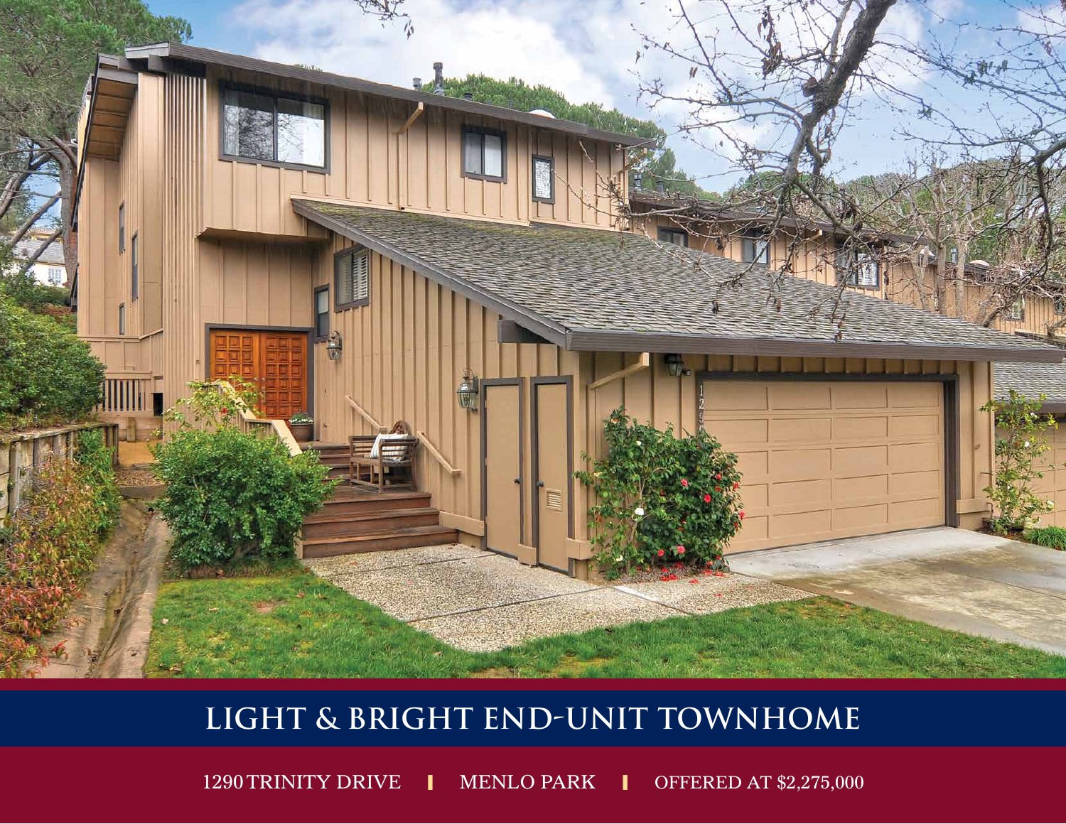# LIGHT & BRIGHT END-UNIT TOWNHOME

1290 TRINITY DRIVE | MENLO PARK | OFFERED AT $2,275,000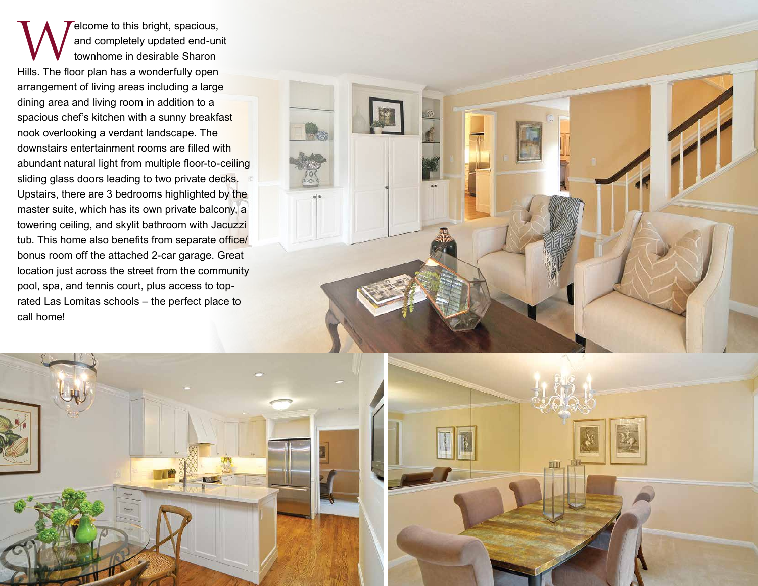Welcome to this bright, spacious, and completely updated end-unit townhome in desirable Sharon Hills. The floor plan has a wonderfully open arrangement of living areas including a large dining area and living room in addition to a spacious chef's kitchen with a sunny breakfast nook overlooking a verdant landscape. The downstairs entertainment rooms are filled with abundant natural light from multiple floor-to-ceiling sliding glass doors leading to two private decks. Upstairs, there are 3 bedrooms highlighted by the master suite, which has its own private balcony, a towering ceiling, and skylit bathroom with Jacuzzi tub. This home also benefits from separate office/bonus room off the attached 2-car garage. Great location just across the street from the community pool, spa, and tennis court, plus access to top-rated Las Lomitas schools – the perfect place to call home!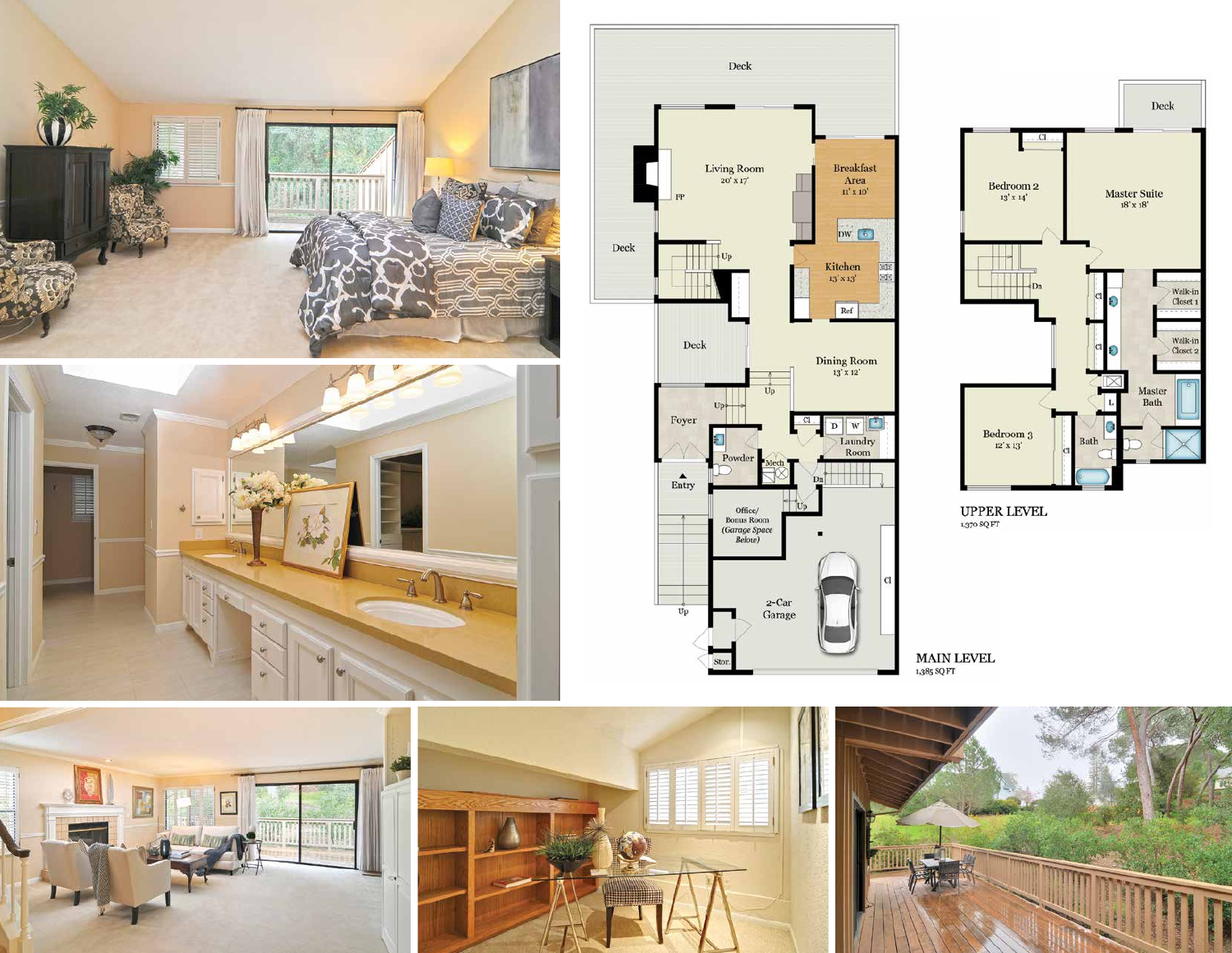Deck

Living Room
20' x 17'

FP

Breakfast Area
11' x 10'

DW

Kitchen
13' x 13'

Ref

Deck

Up

Deck

Dining Room
13' x 12'

Up

Foyer

Up

Cl

D W

Laundry Room

Powder

Mech

Dn

Entry

Office/
Bonus Room
(Garage Space Below)

Up

Cl

2-Car Garage

Up

Stor.

**MAIN LEVEL**
1,385 SQ FT

Deck

Cl

Bedroom 2
13' x 14'

Master Suite
18' x 18'

Dn

Cl

Walk-in Closet 1

Cl

Walk-in Closet 2

Master Bath

L

Bedroom 3
12' x 13'

Cl

Bath

**UPPER LEVEL**
1,370 SQ FT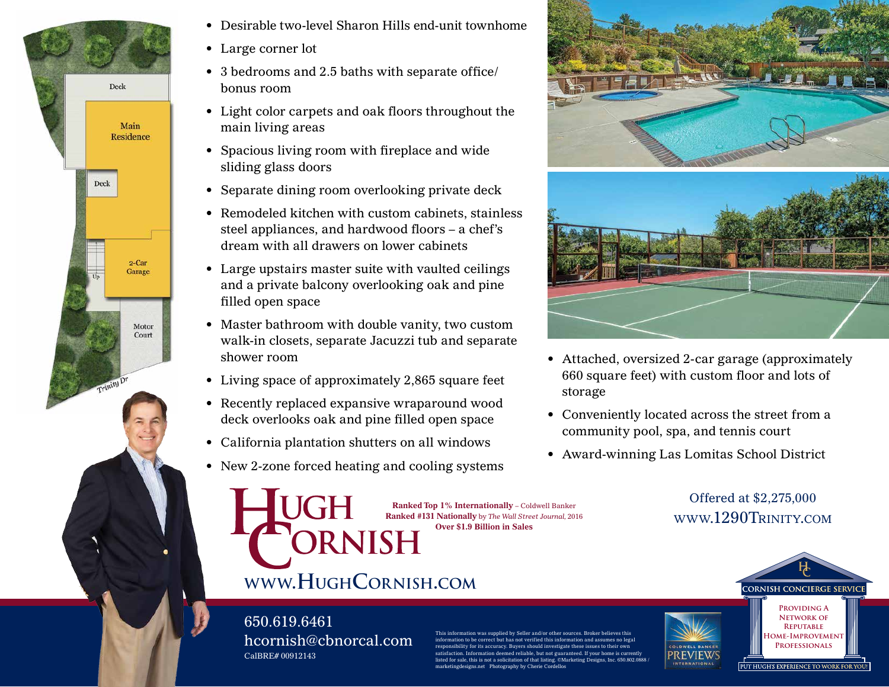Deck

Main Residence

Deck

2-Car Garage

Up

Motor Court

Trinity Dr

- Desirable two-level Sharon Hills end-unit townhome
- Large corner lot
- 3 bedrooms and 2.5 baths with separate office/ bonus room
- Light color carpets and oak floors throughout the main living areas
- Spacious living room with fireplace and wide sliding glass doors
- Separate dining room overlooking private deck
- Remodeled kitchen with custom cabinets, stainless steel appliances, and hardwood floors – a chef's dream with all drawers on lower cabinets
- Large upstairs master suite with vaulted ceilings and a private balcony overlooking oak and pine filled open space
- Master bathroom with double vanity, two custom walk-in closets, separate Jacuzzi tub and separate shower room
- Living space of approximately 2,865 square feet
- Recently replaced expansive wraparound wood deck overlooks oak and pine filled open space
- California plantation shutters on all windows
- New 2-zone forced heating and cooling systems
- Attached, oversized 2-car garage (approximately 660 square feet) with custom floor and lots of storage
- Conveniently located across the street from a community pool, spa, and tennis court
- Award-winning Las Lomitas School District

# HUGH CORNISH

**Ranked Top 1% Internationally** – Coldwell Banker
**Ranked #131 Nationally** by *The Wall Street Journal*, 2016
**Over $1.9 Billion in Sales**

www.HughCornish.com

Offered at $2,275,000
www.1290Trinity.com

650.619.6461
hcornish@cbnorcal.com
CalBRE# 00912143

This information was supplied by Seller and/or other sources. Broker believes this information to be correct but has not verified this information and assumes no legal responsibility for its accuracy. Buyers should investigate these issues to their own satisfaction. Information deemed reliable, but not guaranteed. If your home is currently listed for sale, this is not a solicitation of that listing. ©Marketing Designs, Inc. 650.802.0888 / marketingdesigns.net Photography by Cherie Cordellos

Coldwell Banker Previews International

HC
CORNISH CONCIERGE SERVICE
Providing a Network of Reputable Home-Improvement Professionals
PUT HUGH'S EXPERIENCE TO WORK FOR YOU!